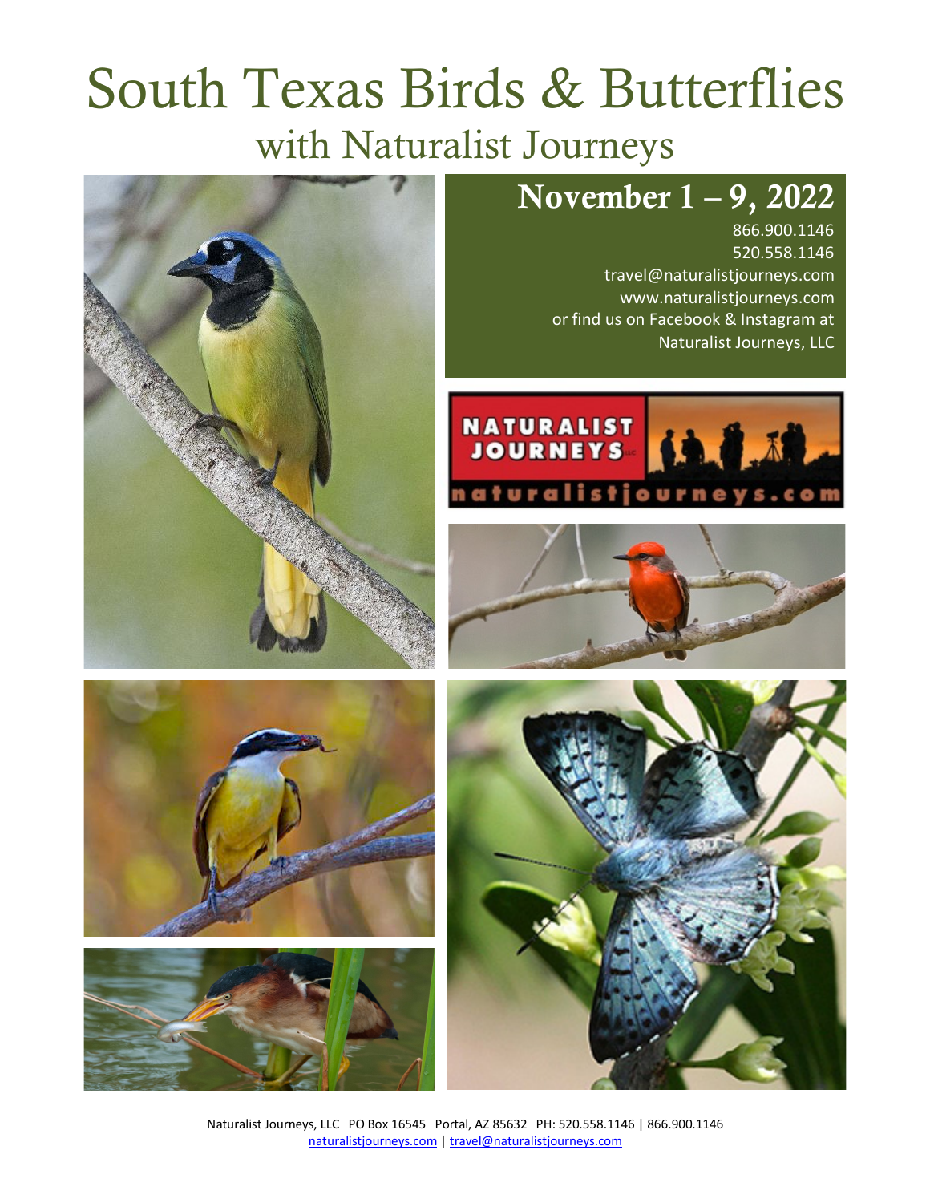# South Texas Birds & Butterflies

## with Naturalist Journeys

## November 1 – 9, 2022

866.900.1146
520.558.1146
travel@naturalistjourneys.com
www.naturalistjourneys.com
or find us on Facebook & Instagram at
Naturalist Journeys, LLC

Naturalist Journeys, LLC PO Box 16545 Portal, AZ 85632 PH: 520.558.1146 | 866.900.1146
naturalistjourneys.com | travel@naturalistjourneys.com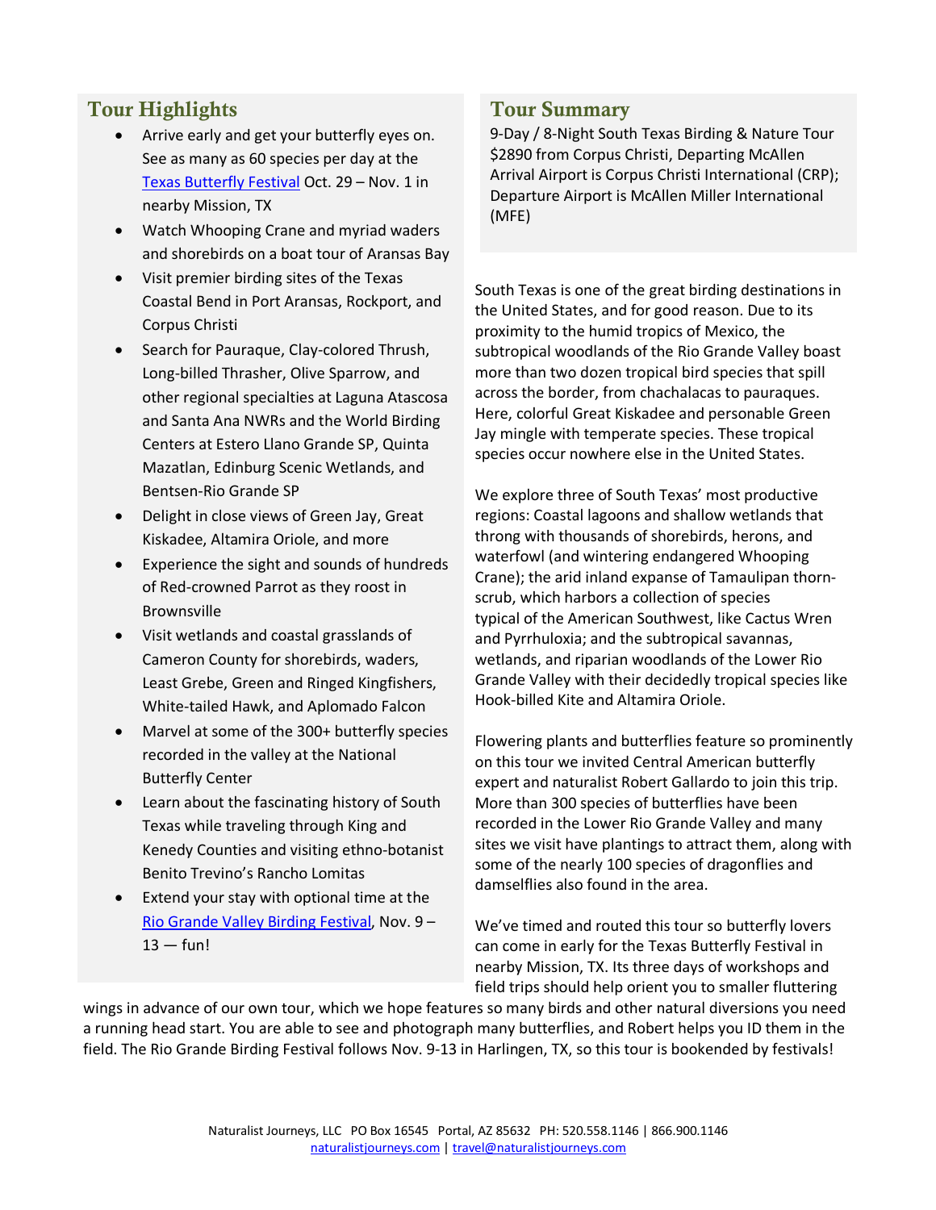## Tour Highlights

- Arrive early and get your butterfly eyes on. See as many as 60 species per day at the Texas Butterfly Festival Oct. 29 – Nov. 1 in nearby Mission, TX
- Watch Whooping Crane and myriad waders and shorebirds on a boat tour of Aransas Bay
- Visit premier birding sites of the Texas Coastal Bend in Port Aransas, Rockport, and Corpus Christi
- Search for Pauraque, Clay-colored Thrush, Long-billed Thrasher, Olive Sparrow, and other regional specialties at Laguna Atascosa and Santa Ana NWRs and the World Birding Centers at Estero Llano Grande SP, Quinta Mazatlan, Edinburg Scenic Wetlands, and Bentsen-Rio Grande SP
- Delight in close views of Green Jay, Great Kiskadee, Altamira Oriole, and more
- Experience the sight and sounds of hundreds of Red-crowned Parrot as they roost in Brownsville
- Visit wetlands and coastal grasslands of Cameron County for shorebirds, waders, Least Grebe, Green and Ringed Kingfishers, White-tailed Hawk, and Aplomado Falcon
- Marvel at some of the 300+ butterfly species recorded in the valley at the National Butterfly Center
- Learn about the fascinating history of South Texas while traveling through King and Kenedy Counties and visiting ethno-botanist Benito Trevino's Rancho Lomitas
- Extend your stay with optional time at the Rio Grande Valley Birding Festival, Nov. 9 – 13 — fun!

## Tour Summary

9-Day / 8-Night South Texas Birding & Nature Tour
$2890 from Corpus Christi, Departing McAllen
Arrival Airport is Corpus Christi International (CRP); Departure Airport is McAllen Miller International (MFE)

South Texas is one of the great birding destinations in the United States, and for good reason. Due to its proximity to the humid tropics of Mexico, the subtropical woodlands of the Rio Grande Valley boast more than two dozen tropical bird species that spill across the border, from chachalacas to pauraques. Here, colorful Great Kiskadee and personable Green Jay mingle with temperate species. These tropical species occur nowhere else in the United States.

We explore three of South Texas' most productive regions: Coastal lagoons and shallow wetlands that throng with thousands of shorebirds, herons, and waterfowl (and wintering endangered Whooping Crane); the arid inland expanse of Tamaulipan thorn-scrub, which harbors a collection of species typical of the American Southwest, like Cactus Wren and Pyrrhuloxia; and the subtropical savannas, wetlands, and riparian woodlands of the Lower Rio Grande Valley with their decidedly tropical species like Hook-billed Kite and Altamira Oriole.

Flowering plants and butterflies feature so prominently on this tour we invited Central American butterfly expert and naturalist Robert Gallardo to join this trip. More than 300 species of butterflies have been recorded in the Lower Rio Grande Valley and many sites we visit have plantings to attract them, along with some of the nearly 100 species of dragonflies and damselflies also found in the area.

We've timed and routed this tour so butterfly lovers can come in early for the Texas Butterfly Festival in nearby Mission, TX. Its three days of workshops and field trips should help orient you to smaller fluttering wings in advance of our own tour, which we hope features so many birds and other natural diversions you need a running head start. You are able to see and photograph many butterflies, and Robert helps you ID them in the field. The Rio Grande Birding Festival follows Nov. 9-13 in Harlingen, TX, so this tour is bookended by festivals!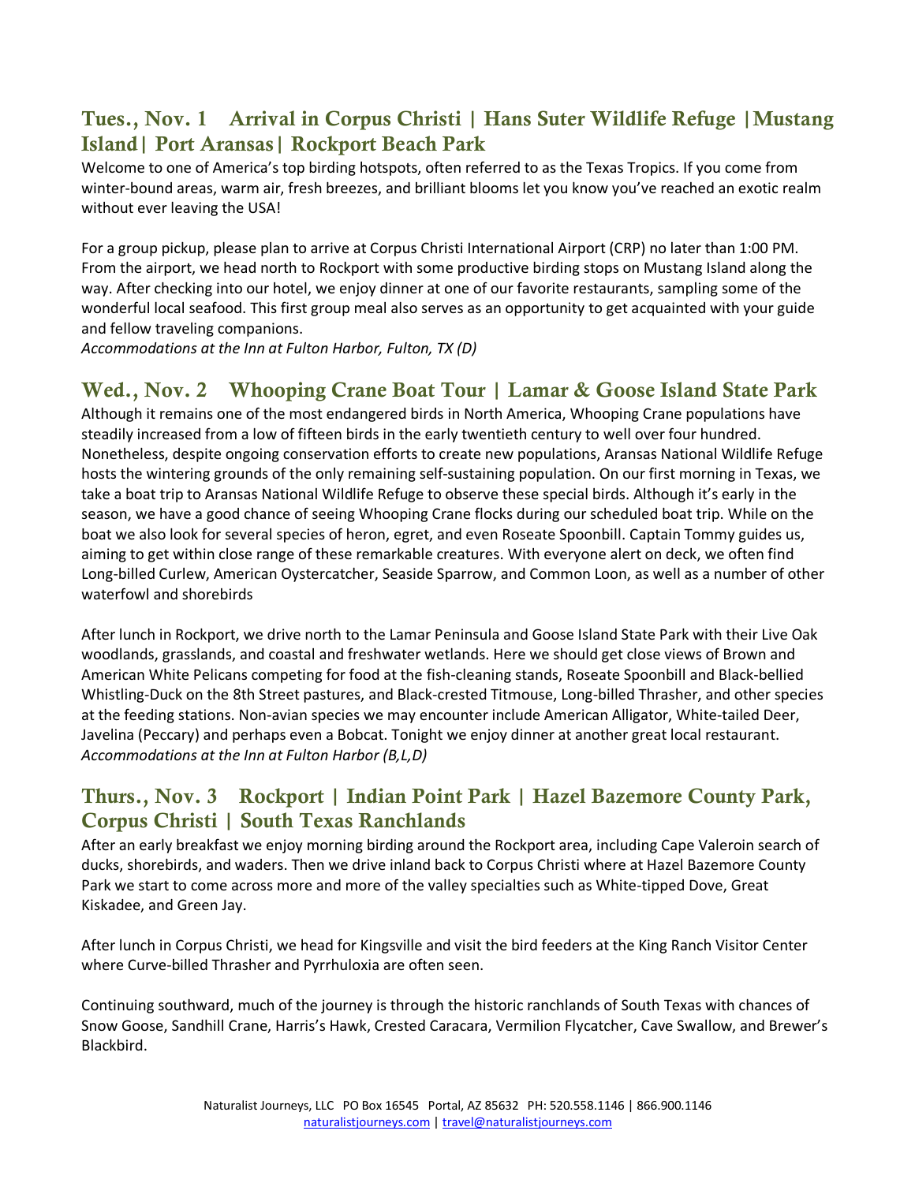## Tues., Nov. 1 Arrival in Corpus Christi | Hans Suter Wildlife Refuge |Mustang Island| Port Aransas| Rockport Beach Park

Welcome to one of America's top birding hotspots, often referred to as the Texas Tropics. If you come from winter-bound areas, warm air, fresh breezes, and brilliant blooms let you know you've reached an exotic realm without ever leaving the USA!

For a group pickup, please plan to arrive at Corpus Christi International Airport (CRP) no later than 1:00 PM. From the airport, we head north to Rockport with some productive birding stops on Mustang Island along the way. After checking into our hotel, we enjoy dinner at one of our favorite restaurants, sampling some of the wonderful local seafood. This first group meal also serves as an opportunity to get acquainted with your guide and fellow traveling companions.

*Accommodations at the Inn at Fulton Harbor, Fulton, TX (D)*

## Wed., Nov. 2 Whooping Crane Boat Tour | Lamar & Goose Island State Park

Although it remains one of the most endangered birds in North America, Whooping Crane populations have steadily increased from a low of fifteen birds in the early twentieth century to well over four hundred. Nonetheless, despite ongoing conservation efforts to create new populations, Aransas National Wildlife Refuge hosts the wintering grounds of the only remaining self-sustaining population. On our first morning in Texas, we take a boat trip to Aransas National Wildlife Refuge to observe these special birds. Although it's early in the season, we have a good chance of seeing Whooping Crane flocks during our scheduled boat trip. While on the boat we also look for several species of heron, egret, and even Roseate Spoonbill. Captain Tommy guides us, aiming to get within close range of these remarkable creatures. With everyone alert on deck, we often find Long-billed Curlew, American Oystercatcher, Seaside Sparrow, and Common Loon, as well as a number of other waterfowl and shorebirds

After lunch in Rockport, we drive north to the Lamar Peninsula and Goose Island State Park with their Live Oak woodlands, grasslands, and coastal and freshwater wetlands. Here we should get close views of Brown and American White Pelicans competing for food at the fish-cleaning stands, Roseate Spoonbill and Black-bellied Whistling-Duck on the 8th Street pastures, and Black-crested Titmouse, Long-billed Thrasher, and other species at the feeding stations. Non-avian species we may encounter include American Alligator, White-tailed Deer, Javelina (Peccary) and perhaps even a Bobcat. Tonight we enjoy dinner at another great local restaurant.

*Accommodations at the Inn at Fulton Harbor (B,L,D)*

## Thurs., Nov. 3 Rockport | Indian Point Park | Hazel Bazemore County Park, Corpus Christi | South Texas Ranchlands

After an early breakfast we enjoy morning birding around the Rockport area, including Cape Valeroin search of ducks, shorebirds, and waders. Then we drive inland back to Corpus Christi where at Hazel Bazemore County Park we start to come across more and more of the valley specialties such as White-tipped Dove, Great Kiskadee, and Green Jay.

After lunch in Corpus Christi, we head for Kingsville and visit the bird feeders at the King Ranch Visitor Center where Curve-billed Thrasher and Pyrrhuloxia are often seen.

Continuing southward, much of the journey is through the historic ranchlands of South Texas with chances of Snow Goose, Sandhill Crane, Harris's Hawk, Crested Caracara, Vermilion Flycatcher, Cave Swallow, and Brewer's Blackbird.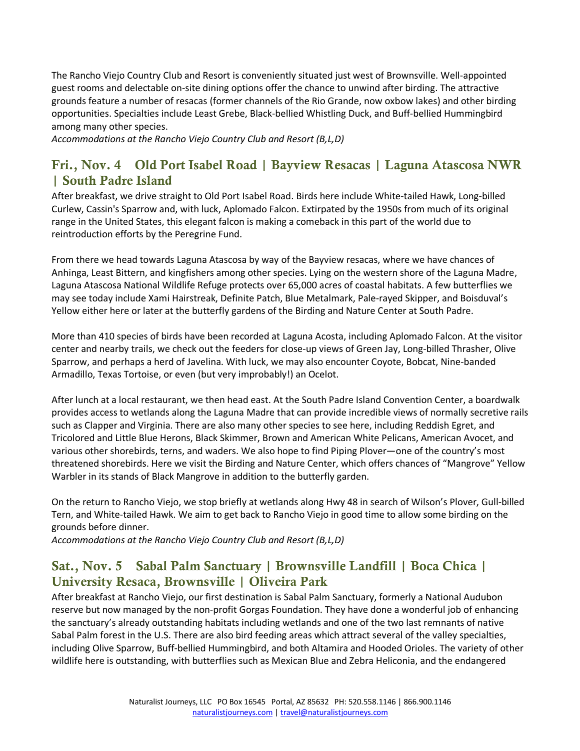The Rancho Viejo Country Club and Resort is conveniently situated just west of Brownsville. Well-appointed guest rooms and delectable on-site dining options offer the chance to unwind after birding. The attractive grounds feature a number of resacas (former channels of the Rio Grande, now oxbow lakes) and other birding opportunities. Specialties include Least Grebe, Black-bellied Whistling Duck, and Buff-bellied Hummingbird among many other species.

*Accommodations at the Rancho Viejo Country Club and Resort (B,L,D)*

## Fri., Nov. 4 Old Port Isabel Road | Bayview Resacas | Laguna Atascosa NWR | South Padre Island

After breakfast, we drive straight to Old Port Isabel Road. Birds here include White-tailed Hawk, Long-billed Curlew, Cassin's Sparrow and, with luck, Aplomado Falcon. Extirpated by the 1950s from much of its original range in the United States, this elegant falcon is making a comeback in this part of the world due to reintroduction efforts by the Peregrine Fund.

From there we head towards Laguna Atascosa by way of the Bayview resacas, where we have chances of Anhinga, Least Bittern, and kingfishers among other species. Lying on the western shore of the Laguna Madre, Laguna Atascosa National Wildlife Refuge protects over 65,000 acres of coastal habitats. A few butterflies we may see today include Xami Hairstreak, Definite Patch, Blue Metalmark, Pale-rayed Skipper, and Boisduval's Yellow either here or later at the butterfly gardens of the Birding and Nature Center at South Padre.

More than 410 species of birds have been recorded at Laguna Acosta, including Aplomado Falcon. At the visitor center and nearby trails, we check out the feeders for close-up views of Green Jay, Long-billed Thrasher, Olive Sparrow, and perhaps a herd of Javelina. With luck, we may also encounter Coyote, Bobcat, Nine-banded Armadillo, Texas Tortoise, or even (but very improbably!) an Ocelot.

After lunch at a local restaurant, we then head east. At the South Padre Island Convention Center, a boardwalk provides access to wetlands along the Laguna Madre that can provide incredible views of normally secretive rails such as Clapper and Virginia. There are also many other species to see here, including Reddish Egret, and Tricolored and Little Blue Herons, Black Skimmer, Brown and American White Pelicans, American Avocet, and various other shorebirds, terns, and waders. We also hope to find Piping Plover—one of the country's most threatened shorebirds. Here we visit the Birding and Nature Center, which offers chances of "Mangrove" Yellow Warbler in its stands of Black Mangrove in addition to the butterfly garden.

On the return to Rancho Viejo, we stop briefly at wetlands along Hwy 48 in search of Wilson's Plover, Gull-billed Tern, and White-tailed Hawk. We aim to get back to Rancho Viejo in good time to allow some birding on the grounds before dinner.

*Accommodations at the Rancho Viejo Country Club and Resort (B,L,D)*

## Sat., Nov. 5 Sabal Palm Sanctuary | Brownsville Landfill | Boca Chica | University Resaca, Brownsville | Oliveira Park

After breakfast at Rancho Viejo, our first destination is Sabal Palm Sanctuary, formerly a National Audubon reserve but now managed by the non-profit Gorgas Foundation. They have done a wonderful job of enhancing the sanctuary's already outstanding habitats including wetlands and one of the two last remnants of native Sabal Palm forest in the U.S. There are also bird feeding areas which attract several of the valley specialties, including Olive Sparrow, Buff-bellied Hummingbird, and both Altamira and Hooded Orioles. The variety of other wildlife here is outstanding, with butterflies such as Mexican Blue and Zebra Heliconia, and the endangered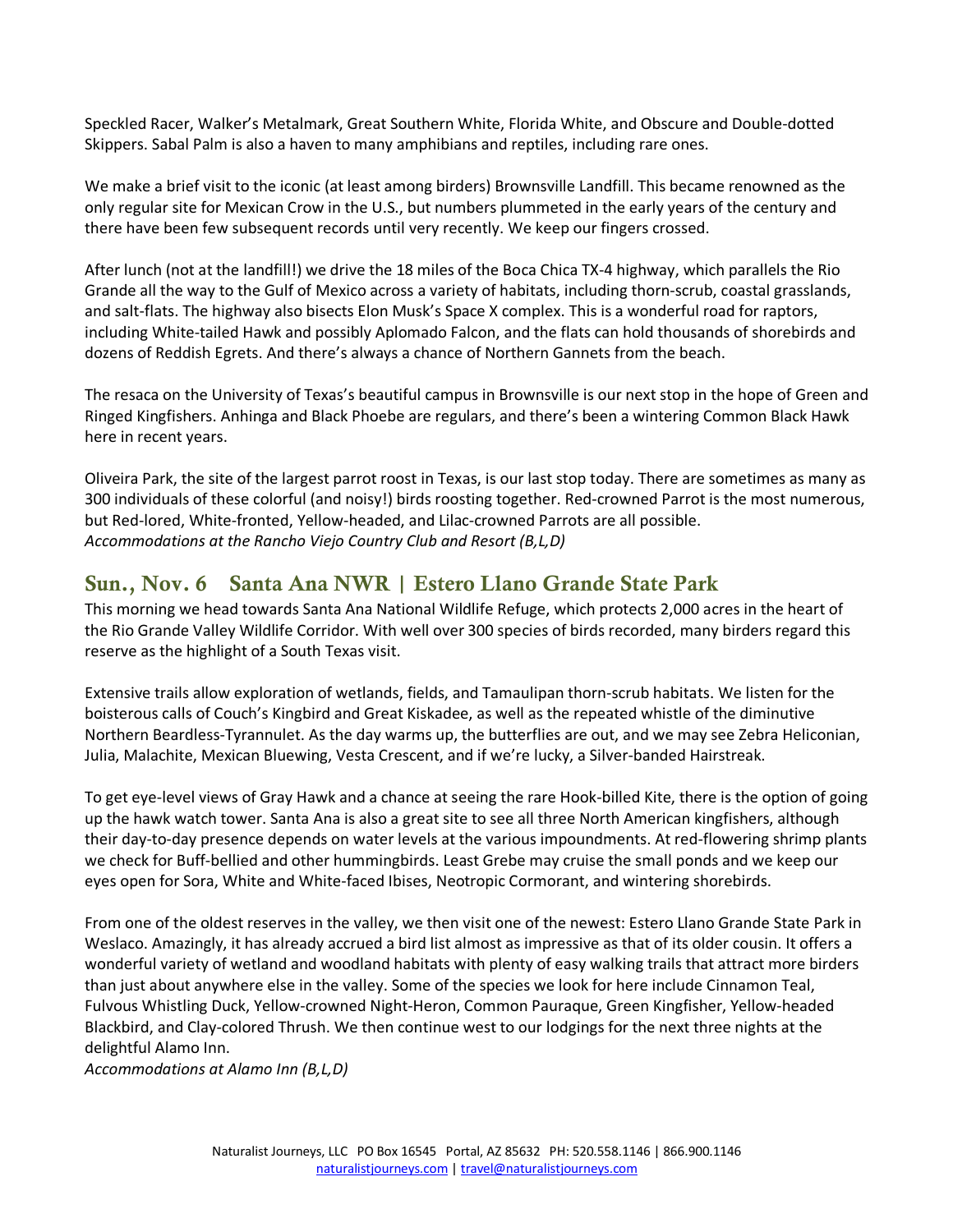Speckled Racer, Walker's Metalmark, Great Southern White, Florida White, and Obscure and Double-dotted Skippers. Sabal Palm is also a haven to many amphibians and reptiles, including rare ones.

We make a brief visit to the iconic (at least among birders) Brownsville Landfill. This became renowned as the only regular site for Mexican Crow in the U.S., but numbers plummeted in the early years of the century and there have been few subsequent records until very recently. We keep our fingers crossed.

After lunch (not at the landfill!) we drive the 18 miles of the Boca Chica TX-4 highway, which parallels the Rio Grande all the way to the Gulf of Mexico across a variety of habitats, including thorn-scrub, coastal grasslands, and salt-flats. The highway also bisects Elon Musk's Space X complex. This is a wonderful road for raptors, including White-tailed Hawk and possibly Aplomado Falcon, and the flats can hold thousands of shorebirds and dozens of Reddish Egrets. And there's always a chance of Northern Gannets from the beach.

The resaca on the University of Texas's beautiful campus in Brownsville is our next stop in the hope of Green and Ringed Kingfishers. Anhinga and Black Phoebe are regulars, and there's been a wintering Common Black Hawk here in recent years.

Oliveira Park, the site of the largest parrot roost in Texas, is our last stop today. There are sometimes as many as 300 individuals of these colorful (and noisy!) birds roosting together. Red-crowned Parrot is the most numerous, but Red-lored, White-fronted, Yellow-headed, and Lilac-crowned Parrots are all possible.
*Accommodations at the Rancho Viejo Country Club and Resort (B,L,D)*

## Sun., Nov. 6 Santa Ana NWR | Estero Llano Grande State Park

This morning we head towards Santa Ana National Wildlife Refuge, which protects 2,000 acres in the heart of the Rio Grande Valley Wildlife Corridor. With well over 300 species of birds recorded, many birders regard this reserve as the highlight of a South Texas visit.

Extensive trails allow exploration of wetlands, fields, and Tamaulipan thorn-scrub habitats. We listen for the boisterous calls of Couch's Kingbird and Great Kiskadee, as well as the repeated whistle of the diminutive Northern Beardless-Tyrannulet. As the day warms up, the butterflies are out, and we may see Zebra Heliconian, Julia, Malachite, Mexican Bluewing, Vesta Crescent, and if we're lucky, a Silver-banded Hairstreak.

To get eye-level views of Gray Hawk and a chance at seeing the rare Hook-billed Kite, there is the option of going up the hawk watch tower. Santa Ana is also a great site to see all three North American kingfishers, although their day-to-day presence depends on water levels at the various impoundments. At red-flowering shrimp plants we check for Buff-bellied and other hummingbirds. Least Grebe may cruise the small ponds and we keep our eyes open for Sora, White and White-faced Ibises, Neotropic Cormorant, and wintering shorebirds.

From one of the oldest reserves in the valley, we then visit one of the newest: Estero Llano Grande State Park in Weslaco. Amazingly, it has already accrued a bird list almost as impressive as that of its older cousin. It offers a wonderful variety of wetland and woodland habitats with plenty of easy walking trails that attract more birders than just about anywhere else in the valley. Some of the species we look for here include Cinnamon Teal, Fulvous Whistling Duck, Yellow-crowned Night-Heron, Common Pauraque, Green Kingfisher, Yellow-headed Blackbird, and Clay-colored Thrush. We then continue west to our lodgings for the next three nights at the delightful Alamo Inn.
*Accommodations at Alamo Inn (B,L,D)*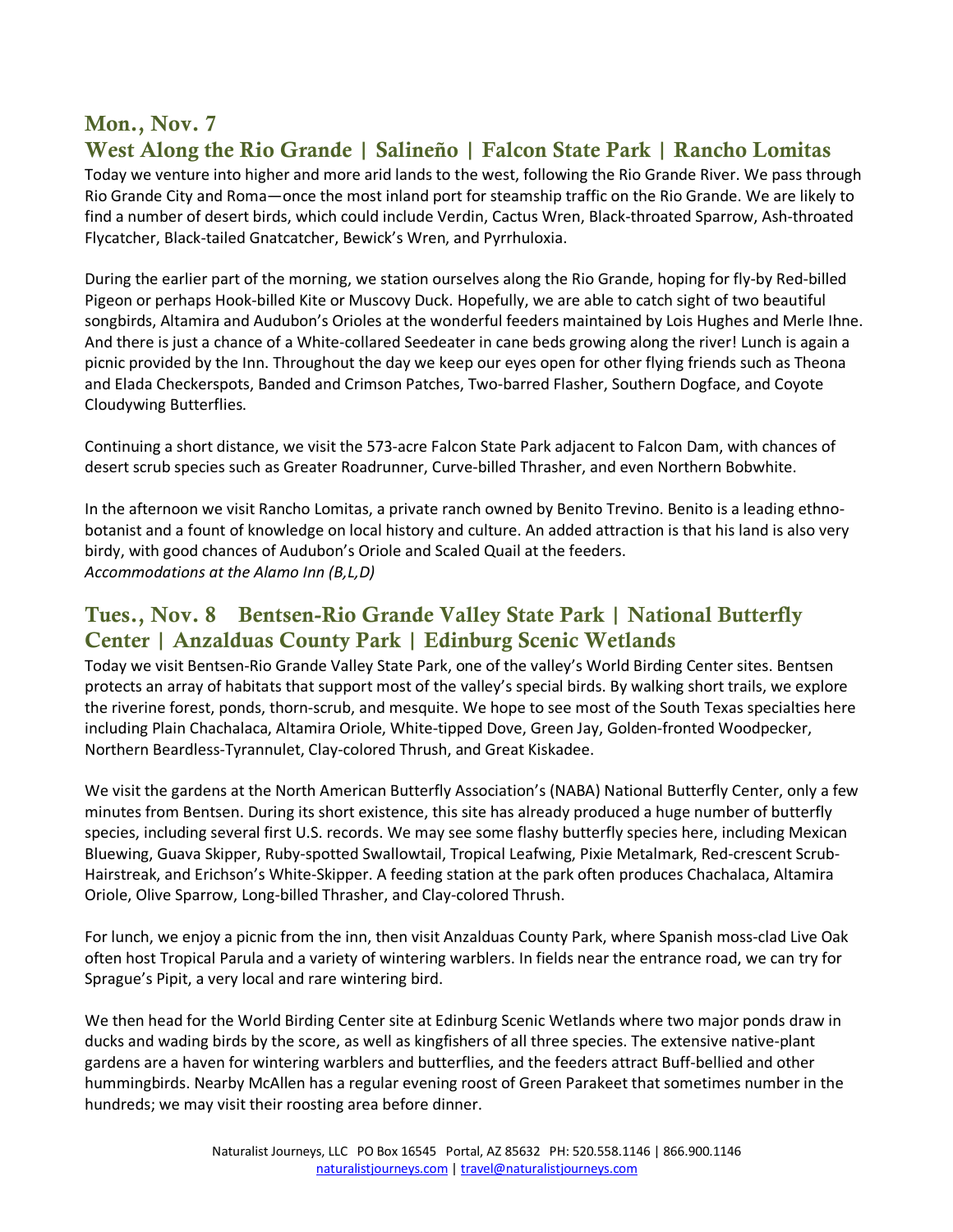## Mon., Nov. 7
## West Along the Rio Grande | Salineño | Falcon State Park | Rancho Lomitas

Today we venture into higher and more arid lands to the west, following the Rio Grande River. We pass through Rio Grande City and Roma—once the most inland port for steamship traffic on the Rio Grande. We are likely to find a number of desert birds, which could include Verdin, Cactus Wren, Black-throated Sparrow, Ash-throated Flycatcher, Black-tailed Gnatcatcher, Bewick's Wren, and Pyrrhuloxia.

During the earlier part of the morning, we station ourselves along the Rio Grande, hoping for fly-by Red-billed Pigeon or perhaps Hook-billed Kite or Muscovy Duck. Hopefully, we are able to catch sight of two beautiful songbirds, Altamira and Audubon's Orioles at the wonderful feeders maintained by Lois Hughes and Merle Ihne. And there is just a chance of a White-collared Seedeater in cane beds growing along the river! Lunch is again a picnic provided by the Inn. Throughout the day we keep our eyes open for other flying friends such as Theona and Elada Checkerspots, Banded and Crimson Patches, Two-barred Flasher, Southern Dogface, and Coyote Cloudywing Butterflies.

Continuing a short distance, we visit the 573-acre Falcon State Park adjacent to Falcon Dam, with chances of desert scrub species such as Greater Roadrunner, Curve-billed Thrasher, and even Northern Bobwhite.

In the afternoon we visit Rancho Lomitas, a private ranch owned by Benito Trevino. Benito is a leading ethno-botanist and a fount of knowledge on local history and culture. An added attraction is that his land is also very birdy, with good chances of Audubon's Oriole and Scaled Quail at the feeders.
*Accommodations at the Alamo Inn (B,L,D)*

## Tues., Nov. 8 Bentsen-Rio Grande Valley State Park | National Butterfly Center | Anzalduas County Park | Edinburg Scenic Wetlands

Today we visit Bentsen-Rio Grande Valley State Park, one of the valley's World Birding Center sites. Bentsen protects an array of habitats that support most of the valley's special birds. By walking short trails, we explore the riverine forest, ponds, thorn-scrub, and mesquite. We hope to see most of the South Texas specialties here including Plain Chachalaca, Altamira Oriole, White-tipped Dove, Green Jay, Golden-fronted Woodpecker, Northern Beardless-Tyrannulet, Clay-colored Thrush, and Great Kiskadee.

We visit the gardens at the North American Butterfly Association's (NABA) National Butterfly Center, only a few minutes from Bentsen. During its short existence, this site has already produced a huge number of butterfly species, including several first U.S. records. We may see some flashy butterfly species here, including Mexican Bluewing, Guava Skipper, Ruby-spotted Swallowtail, Tropical Leafwing, Pixie Metalmark, Red-crescent Scrub-Hairstreak, and Erichson's White-Skipper. A feeding station at the park often produces Chachalaca, Altamira Oriole, Olive Sparrow, Long-billed Thrasher, and Clay-colored Thrush.

For lunch, we enjoy a picnic from the inn, then visit Anzalduas County Park, where Spanish moss-clad Live Oak often host Tropical Parula and a variety of wintering warblers. In fields near the entrance road, we can try for Sprague's Pipit, a very local and rare wintering bird.

We then head for the World Birding Center site at Edinburg Scenic Wetlands where two major ponds draw in ducks and wading birds by the score, as well as kingfishers of all three species. The extensive native-plant gardens are a haven for wintering warblers and butterflies, and the feeders attract Buff-bellied and other hummingbirds. Nearby McAllen has a regular evening roost of Green Parakeet that sometimes number in the hundreds; we may visit their roosting area before dinner.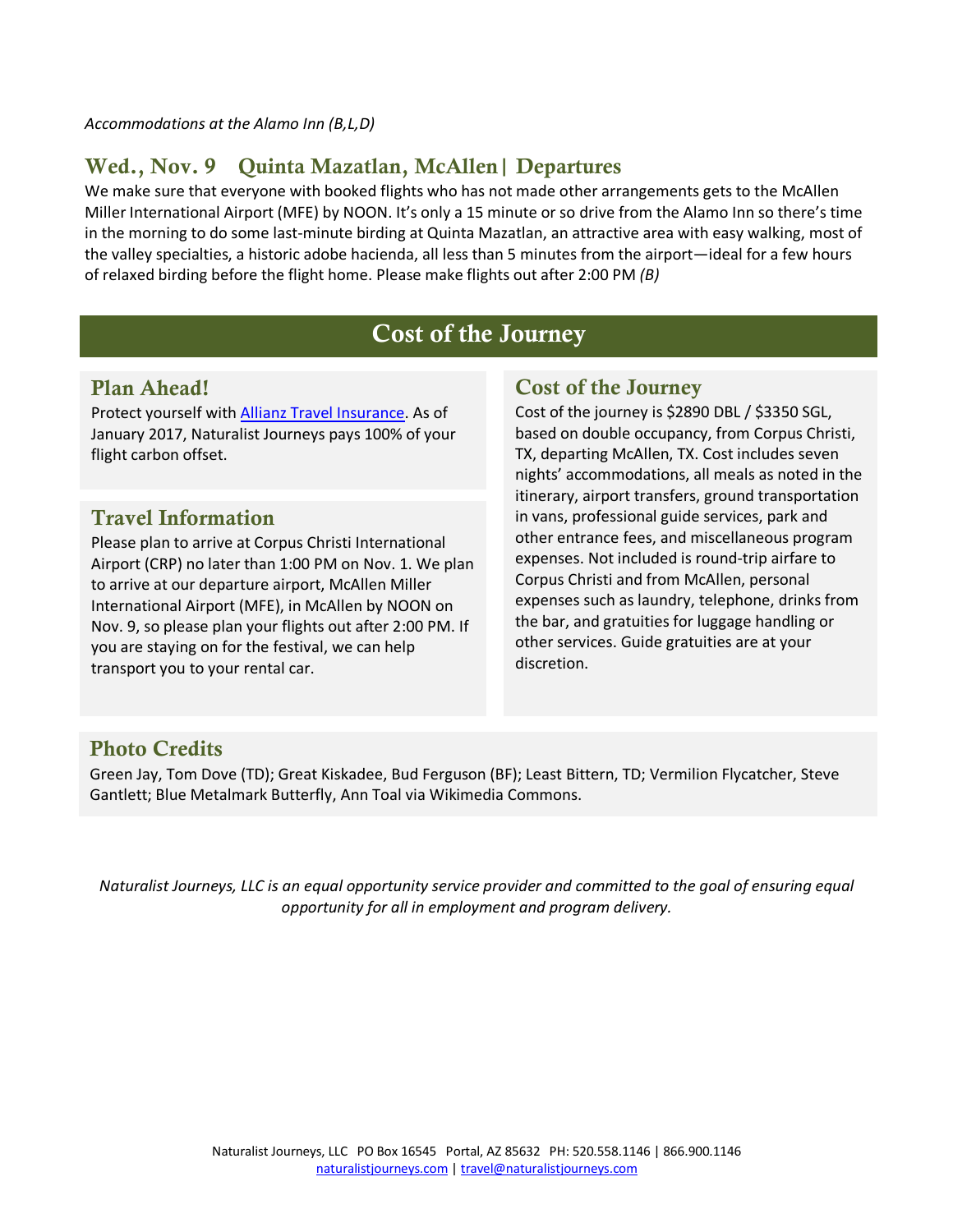*Accommodations at the Alamo Inn (B,L,D)*

## Wed., Nov. 9 Quinta Mazatlan, McAllen | Departures

We make sure that everyone with booked flights who has not made other arrangements gets to the McAllen Miller International Airport (MFE) by NOON. It's only a 15 minute or so drive from the Alamo Inn so there's time in the morning to do some last-minute birding at Quinta Mazatlan, an attractive area with easy walking, most of the valley specialties, a historic adobe hacienda, all less than 5 minutes from the airport—ideal for a few hours of relaxed birding before the flight home. Please make flights out after 2:00 PM *(B)*

# Cost of the Journey

### Plan Ahead!

Protect yourself with [Allianz Travel Insurance](). As of January 2017, Naturalist Journeys pays 100% of your flight carbon offset.

### Travel Information

Please plan to arrive at Corpus Christi International Airport (CRP) no later than 1:00 PM on Nov. 1. We plan to arrive at our departure airport, McAllen Miller International Airport (MFE), in McAllen by NOON on Nov. 9, so please plan your flights out after 2:00 PM. If you are staying on for the festival, we can help transport you to your rental car.

### Cost of the Journey

Cost of the journey is $2890 DBL / $3350 SGL, based on double occupancy, from Corpus Christi, TX, departing McAllen, TX. Cost includes seven nights' accommodations, all meals as noted in the itinerary, airport transfers, ground transportation in vans, professional guide services, park and other entrance fees, and miscellaneous program expenses. Not included is round-trip airfare to Corpus Christi and from McAllen, personal expenses such as laundry, telephone, drinks from the bar, and gratuities for luggage handling or other services. Guide gratuities are at your discretion.

### Photo Credits

Green Jay, Tom Dove (TD); Great Kiskadee, Bud Ferguson (BF); Least Bittern, TD; Vermilion Flycatcher, Steve Gantlett; Blue Metalmark Butterfly, Ann Toal via Wikimedia Commons.

*Naturalist Journeys, LLC is an equal opportunity service provider and committed to the goal of ensuring equal opportunity for all in employment and program delivery.*

Naturalist Journeys, LLC PO Box 16545 Portal, AZ 85632 PH: 520.558.1146 | 866.900.1146
naturalistjourneys.com | travel@naturalistjourneys.com